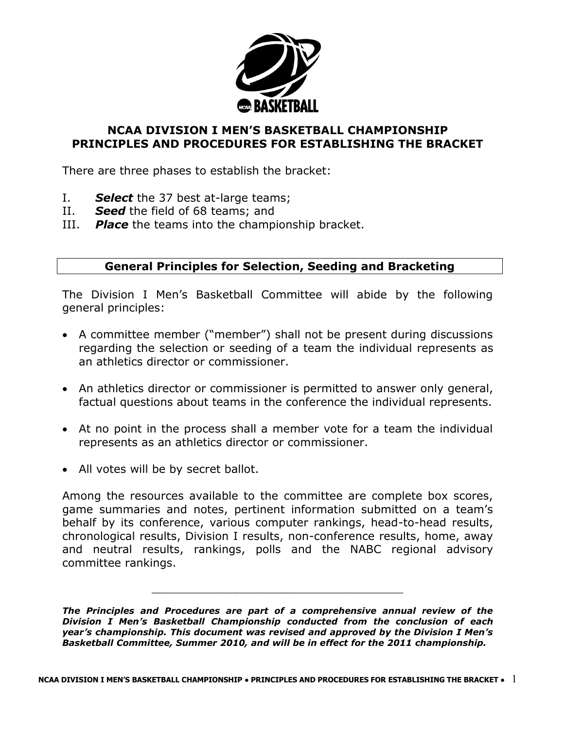# NCAA DIVISION I MEN'S BASKETBALL CHAMPIONSHIP PRINCIPLES AND PROCEDURES FOR ESTABLISHING THE BRACKET

There are three phases to establish the bracket:

I. ***Select*** the 37 best at-large teams;
II. ***Seed*** the field of 68 teams; and
III. ***Place*** the teams into the championship bracket.

## General Principles for Selection, Seeding and Bracketing

The Division I Men's Basketball Committee will abide by the following general principles:

- A committee member ("member") shall not be present during discussions regarding the selection or seeding of a team the individual represents as an athletics director or commissioner.
- An athletics director or commissioner is permitted to answer only general, factual questions about teams in the conference the individual represents.
- At no point in the process shall a member vote for a team the individual represents as an athletics director or commissioner.
- All votes will be by secret ballot.

Among the resources available to the committee are complete box scores, game summaries and notes, pertinent information submitted on a team's behalf by its conference, various computer rankings, head-to-head results, chronological results, Division I results, non-conference results, home, away and neutral results, rankings, polls and the NABC regional advisory committee rankings.

---

***The Principles and Procedures are part of a comprehensive annual review of the Division I Men's Basketball Championship conducted from the conclusion of each year's championship. This document was revised and approved by the Division I Men's Basketball Committee, Summer 2010, and will be in effect for the 2011 championship.***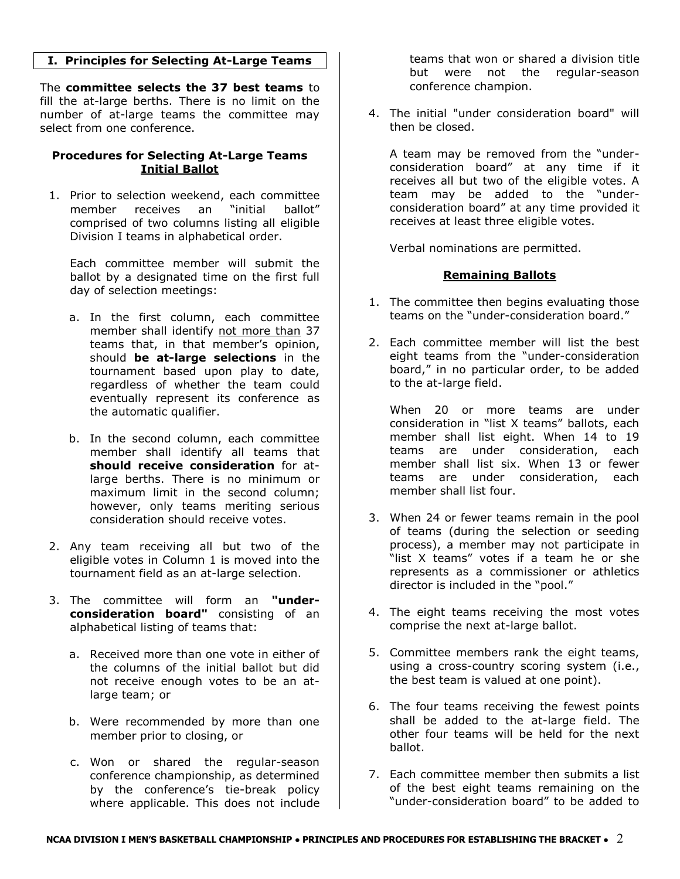## I. Principles for Selecting At-Large Teams

The **committee selects the 37 best teams** to fill the at-large berths. There is no limit on the number of at-large teams the committee may select from one conference.

### Procedures for Selecting At-Large Teams
### Initial Ballot

1. Prior to selection weekend, each committee member receives an "initial ballot" comprised of two columns listing all eligible Division I teams in alphabetical order.

   Each committee member will submit the ballot by a designated time on the first full day of selection meetings:

   a. In the first column, each committee member shall identify not more than 37 teams that, in that member's opinion, should **be at-large selections** in the tournament based upon play to date, regardless of whether the team could eventually represent its conference as the automatic qualifier.

   b. In the second column, each committee member shall identify all teams that **should receive consideration** for at-large berths. There is no minimum or maximum limit in the second column; however, only teams meriting serious consideration should receive votes.

2. Any team receiving all but two of the eligible votes in Column 1 is moved into the tournament field as an at-large selection.

3. The committee will form an **"under-consideration board"** consisting of an alphabetical listing of teams that:

   a. Received more than one vote in either of the columns of the initial ballot but did not receive enough votes to be an at-large team; or

   b. Were recommended by more than one member prior to closing, or

   c. Won or shared the regular-season conference championship, as determined by the conference's tie-break policy where applicable. This does not include teams that won or shared a division title but were not the regular-season conference champion.

4. The initial "under consideration board" will then be closed.

   A team may be removed from the "under-consideration board" at any time if it receives all but two of the eligible votes. A team may be added to the "under-consideration board" at any time provided it receives at least three eligible votes.

   Verbal nominations are permitted.

### Remaining Ballots

1. The committee then begins evaluating those teams on the "under-consideration board."

2. Each committee member will list the best eight teams from the "under-consideration board," in no particular order, to be added to the at-large field.

   When 20 or more teams are under consideration in "list X teams" ballots, each member shall list eight. When 14 to 19 teams are under consideration, each member shall list six. When 13 or fewer teams are under consideration, each member shall list four.

3. When 24 or fewer teams remain in the pool of teams (during the selection or seeding process), a member may not participate in "list X teams" votes if a team he or she represents as a commissioner or athletics director is included in the "pool."

4. The eight teams receiving the most votes comprise the next at-large ballot.

5. Committee members rank the eight teams, using a cross-country scoring system (i.e., the best team is valued at one point).

6. The four teams receiving the fewest points shall be added to the at-large field. The other four teams will be held for the next ballot.

7. Each committee member then submits a list of the best eight teams remaining on the "under-consideration board" to be added to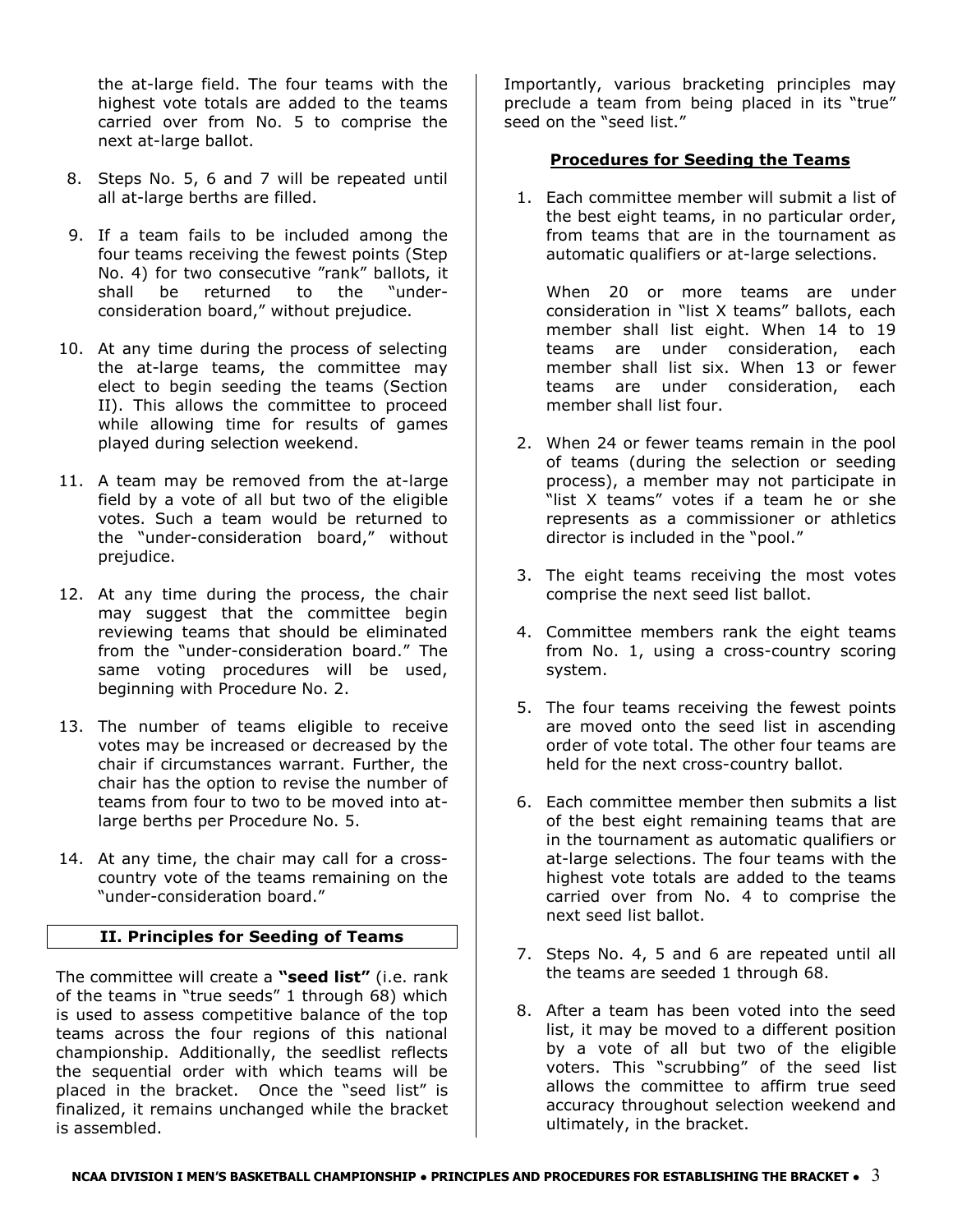the at-large field. The four teams with the highest vote totals are added to the teams carried over from No. 5 to comprise the next at-large ballot.

8. Steps No. 5, 6 and 7 will be repeated until all at-large berths are filled.

9. If a team fails to be included among the four teams receiving the fewest points (Step No. 4) for two consecutive "rank" ballots, it shall be returned to the "under-consideration board," without prejudice.

10. At any time during the process of selecting the at-large teams, the committee may elect to begin seeding the teams (Section II). This allows the committee to proceed while allowing time for results of games played during selection weekend.

11. A team may be removed from the at-large field by a vote of all but two of the eligible votes. Such a team would be returned to the "under-consideration board," without prejudice.

12. At any time during the process, the chair may suggest that the committee begin reviewing teams that should be eliminated from the "under-consideration board." The same voting procedures will be used, beginning with Procedure No. 2.

13. The number of teams eligible to receive votes may be increased or decreased by the chair if circumstances warrant. Further, the chair has the option to revise the number of teams from four to two to be moved into at-large berths per Procedure No. 5.

14. At any time, the chair may call for a cross-country vote of the teams remaining on the "under-consideration board."

## II. Principles for Seeding of Teams

The committee will create a **"seed list"** (i.e. rank of the teams in "true seeds" 1 through 68) which is used to assess competitive balance of the top teams across the four regions of this national championship. Additionally, the seedlist reflects the sequential order with which teams will be placed in the bracket. Once the "seed list" is finalized, it remains unchanged while the bracket is assembled.

Importantly, various bracketing principles may preclude a team from being placed in its "true" seed on the "seed list."

### Procedures for Seeding the Teams

1. Each committee member will submit a list of the best eight teams, in no particular order, from teams that are in the tournament as automatic qualifiers or at-large selections.

   When 20 or more teams are under consideration in "list X teams" ballots, each member shall list eight. When 14 to 19 teams are under consideration, each member shall list six. When 13 or fewer teams are under consideration, each member shall list four.

2. When 24 or fewer teams remain in the pool of teams (during the selection or seeding process), a member may not participate in "list X teams" votes if a team he or she represents as a commissioner or athletics director is included in the "pool."

3. The eight teams receiving the most votes comprise the next seed list ballot.

4. Committee members rank the eight teams from No. 1, using a cross-country scoring system.

5. The four teams receiving the fewest points are moved onto the seed list in ascending order of vote total. The other four teams are held for the next cross-country ballot.

6. Each committee member then submits a list of the best eight remaining teams that are in the tournament as automatic qualifiers or at-large selections. The four teams with the highest vote totals are added to the teams carried over from No. 4 to comprise the next seed list ballot.

7. Steps No. 4, 5 and 6 are repeated until all the teams are seeded 1 through 68.

8. After a team has been voted into the seed list, it may be moved to a different position by a vote of all but two of the eligible voters. This "scrubbing" of the seed list allows the committee to affirm true seed accuracy throughout selection weekend and ultimately, in the bracket.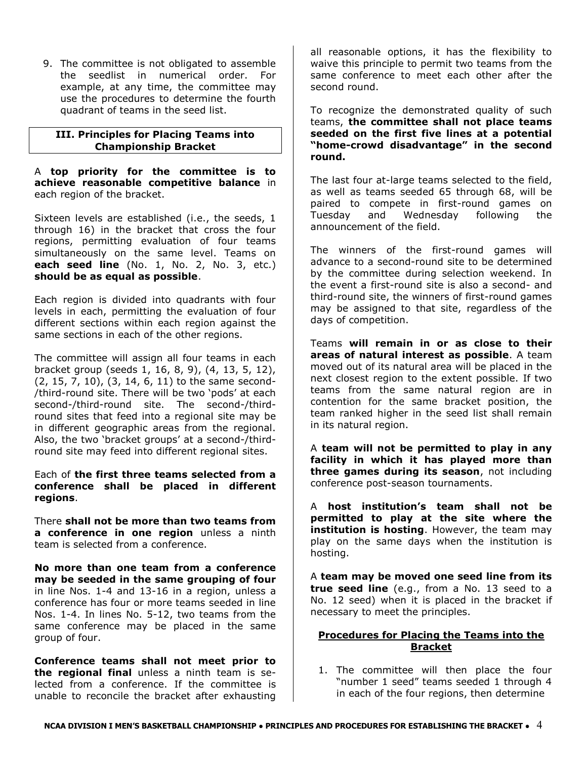9. The committee is not obligated to assemble the seedlist in numerical order. For example, at any time, the committee may use the procedures to determine the fourth quadrant of teams in the seed list.

## III. Principles for Placing Teams into Championship Bracket

A **top priority for the committee is to achieve reasonable competitive balance** in each region of the bracket.

Sixteen levels are established (i.e., the seeds, 1 through 16) in the bracket that cross the four regions, permitting evaluation of four teams simultaneously on the same level. Teams on **each seed line** (No. 1, No. 2, No. 3, etc.) **should be as equal as possible**.

Each region is divided into quadrants with four levels in each, permitting the evaluation of four different sections within each region against the same sections in each of the other regions.

The committee will assign all four teams in each bracket group (seeds 1, 16, 8, 9), (4, 13, 5, 12), (2, 15, 7, 10), (3, 14, 6, 11) to the same second-/third-round site. There will be two 'pods' at each second-/third-round site. The second-/third-round sites that feed into a regional site may be in different geographic areas from the regional. Also, the two 'bracket groups' at a second-/third-round site may feed into different regional sites.

Each of **the first three teams selected from a conference shall be placed in different regions**.

There **shall not be more than two teams from a conference in one region** unless a ninth team is selected from a conference.

**No more than one team from a conference may be seeded in the same grouping of four** in line Nos. 1-4 and 13-16 in a region, unless a conference has four or more teams seeded in line Nos. 1-4. In lines No. 5-12, two teams from the same conference may be placed in the same group of four.

**Conference teams shall not meet prior to the regional final** unless a ninth team is selected from a conference. If the committee is unable to reconcile the bracket after exhausting all reasonable options, it has the flexibility to waive this principle to permit two teams from the same conference to meet each other after the second round.

To recognize the demonstrated quality of such teams, **the committee shall not place teams seeded on the first five lines at a potential "home-crowd disadvantage" in the second round.**

The last four at-large teams selected to the field, as well as teams seeded 65 through 68, will be paired to compete in first-round games on Tuesday and Wednesday following the announcement of the field.

The winners of the first-round games will advance to a second-round site to be determined by the committee during selection weekend. In the event a first-round site is also a second- and third-round site, the winners of first-round games may be assigned to that site, regardless of the days of competition.

Teams **will remain in or as close to their areas of natural interest as possible**. A team moved out of its natural area will be placed in the next closest region to the extent possible. If two teams from the same natural region are in contention for the same bracket position, the team ranked higher in the seed list shall remain in its natural region.

A **team will not be permitted to play in any facility in which it has played more than three games during its season**, not including conference post-season tournaments.

A **host institution's team shall not be permitted to play at the site where the institution is hosting**. However, the team may play on the same days when the institution is hosting.

A **team may be moved one seed line from its true seed line** (e.g., from a No. 13 seed to a No. 12 seed) when it is placed in the bracket if necessary to meet the principles.

### Procedures for Placing the Teams into the Bracket

1. The committee will then place the four "number 1 seed" teams seeded 1 through 4 in each of the four regions, then determine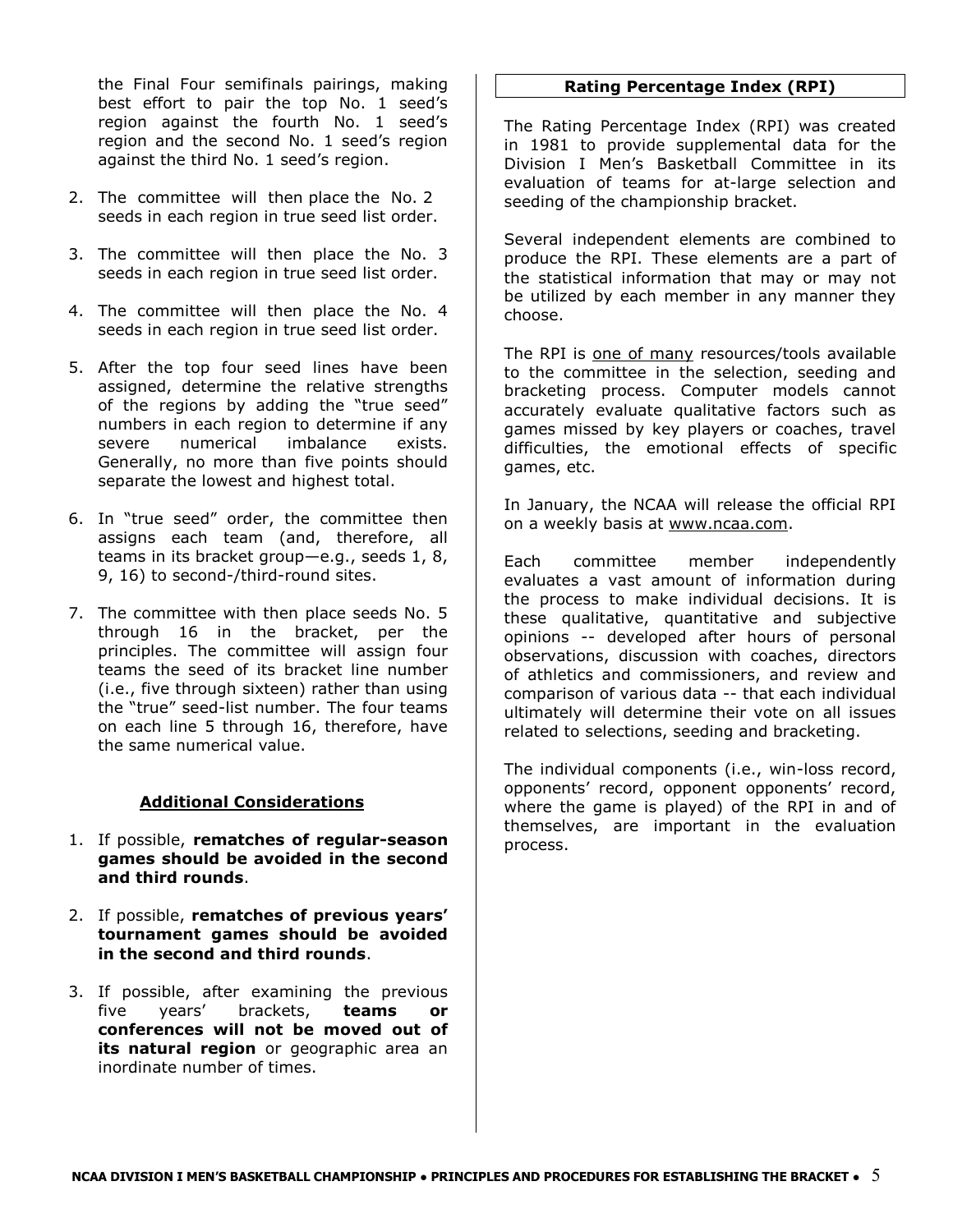the Final Four semifinals pairings, making best effort to pair the top No. 1 seed's region against the fourth No. 1 seed's region and the second No. 1 seed's region against the third No. 1 seed's region.

2. The committee will then place the No. 2 seeds in each region in true seed list order.

3. The committee will then place the No. 3 seeds in each region in true seed list order.

4. The committee will then place the No. 4 seeds in each region in true seed list order.

5. After the top four seed lines have been assigned, determine the relative strengths of the regions by adding the "true seed" numbers in each region to determine if any severe numerical imbalance exists. Generally, no more than five points should separate the lowest and highest total.

6. In "true seed" order, the committee then assigns each team (and, therefore, all teams in its bracket group—e.g., seeds 1, 8, 9, 16) to second-/third-round sites.

7. The committee with then place seeds No. 5 through 16 in the bracket, per the principles. The committee will assign four teams the seed of its bracket line number (i.e., five through sixteen) rather than using the "true" seed-list number. The four teams on each line 5 through 16, therefore, have the same numerical value.

### Additional Considerations

1. If possible, **rematches of regular-season games should be avoided in the second and third rounds**.

2. If possible, **rematches of previous years' tournament games should be avoided in the second and third rounds**.

3. If possible, after examining the previous five years' brackets, **teams or conferences will not be moved out of its natural region** or geographic area an inordinate number of times.

## Rating Percentage Index (RPI)

The Rating Percentage Index (RPI) was created in 1981 to provide supplemental data for the Division I Men's Basketball Committee in its evaluation of teams for at-large selection and seeding of the championship bracket.

Several independent elements are combined to produce the RPI. These elements are a part of the statistical information that may or may not be utilized by each member in any manner they choose.

The RPI is one of many resources/tools available to the committee in the selection, seeding and bracketing process. Computer models cannot accurately evaluate qualitative factors such as games missed by key players or coaches, travel difficulties, the emotional effects of specific games, etc.

In January, the NCAA will release the official RPI on a weekly basis at www.ncaa.com.

Each committee member independently evaluates a vast amount of information during the process to make individual decisions. It is these qualitative, quantitative and subjective opinions -- developed after hours of personal observations, discussion with coaches, directors of athletics and commissioners, and review and comparison of various data -- that each individual ultimately will determine their vote on all issues related to selections, seeding and bracketing.

The individual components (i.e., win-loss record, opponents' record, opponent opponents' record, where the game is played) of the RPI in and of themselves, are important in the evaluation process.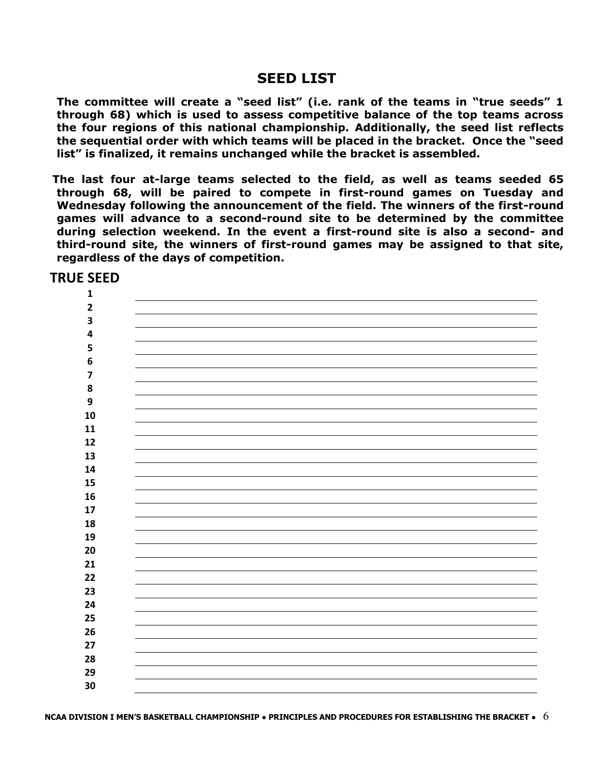## SEED LIST

**The committee will create a "seed list" (i.e. rank of the teams in "true seeds" 1 through 68) which is used to assess competitive balance of the top teams across the four regions of this national championship. Additionally, the seed list reflects the sequential order with which teams will be placed in the bracket. Once the "seed list" is finalized, it remains unchanged while the bracket is assembled.**

**The last four at-large teams selected to the field, as well as teams seeded 65 through 68, will be paired to compete in first-round games on Tuesday and Wednesday following the announcement of the field. The winners of the first-round games will advance to a second-round site to be determined by the committee during selection weekend. In the event a first-round site is also a second- and third-round site, the winners of first-round games may be assigned to that site, regardless of the days of competition.**

**TRUE SEED**

| TRUE SEED | |
|---|---|
| 1 | |
| 2 | |
| 3 | |
| 4 | |
| 5 | |
| 6 | |
| 7 | |
| 8 | |
| 9 | |
| 10 | |
| 11 | |
| 12 | |
| 13 | |
| 14 | |
| 15 | |
| 16 | |
| 17 | |
| 18 | |
| 19 | |
| 20 | |
| 21 | |
| 22 | |
| 23 | |
| 24 | |
| 25 | |
| 26 | |
| 27 | |
| 28 | |
| 29 | |
| 30 | |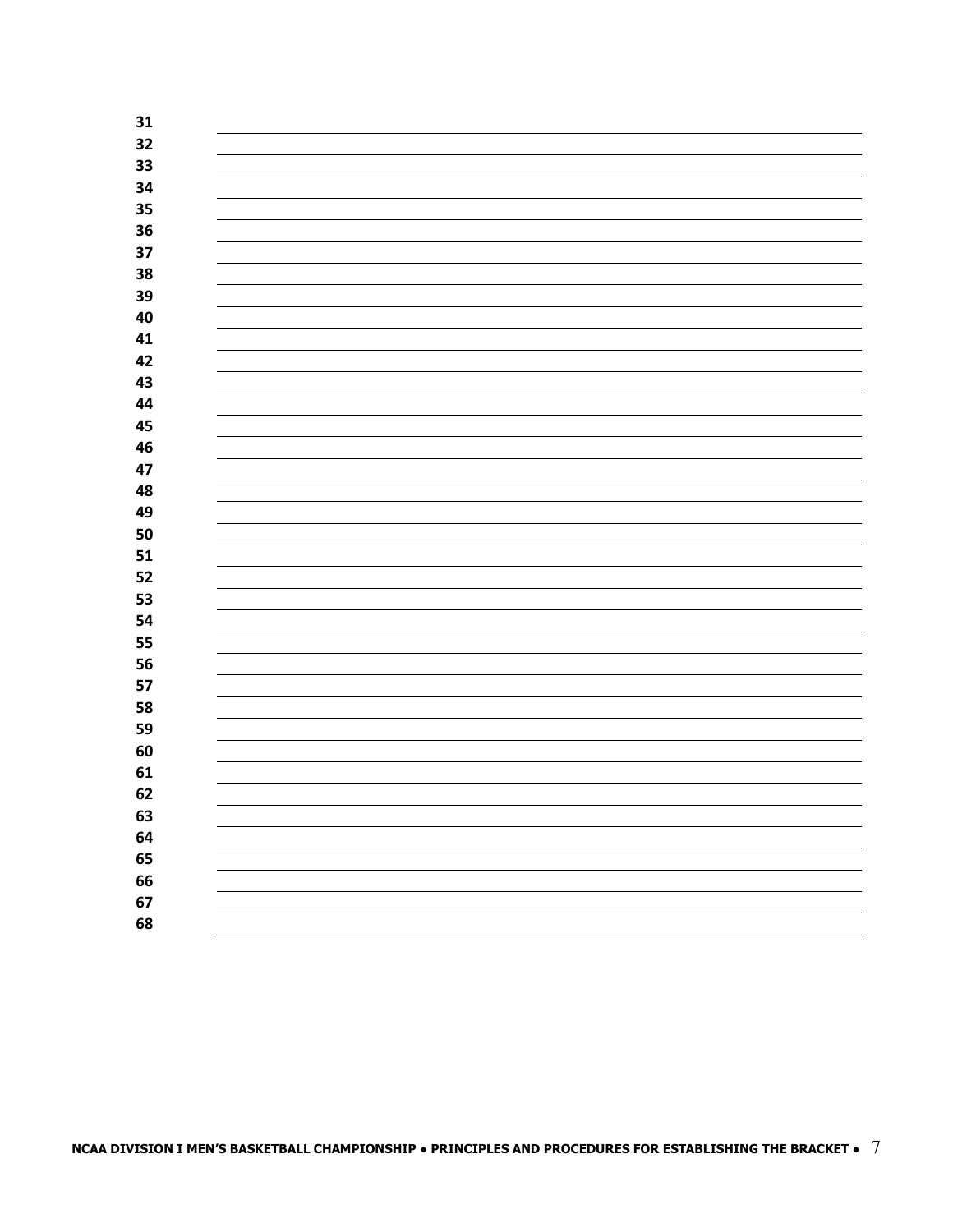| | |
|---|---|
| 31 | |
| 32 | |
| 33 | |
| 34 | |
| 35 | |
| 36 | |
| 37 | |
| 38 | |
| 39 | |
| 40 | |
| 41 | |
| 42 | |
| 43 | |
| 44 | |
| 45 | |
| 46 | |
| 47 | |
| 48 | |
| 49 | |
| 50 | |
| 51 | |
| 52 | |
| 53 | |
| 54 | |
| 55 | |
| 56 | |
| 57 | |
| 58 | |
| 59 | |
| 60 | |
| 61 | |
| 62 | |
| 63 | |
| 64 | |
| 65 | |
| 66 | |
| 67 | |
| 68 | |